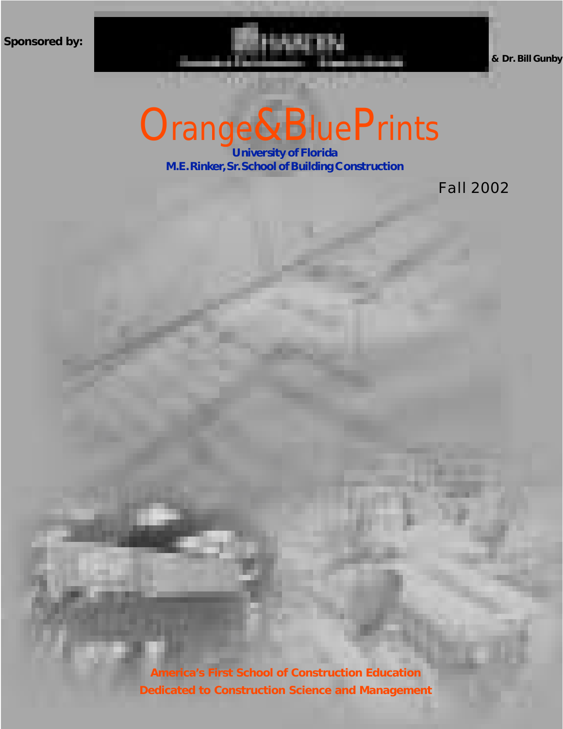Sponsored by: & Dr. Bill Gunby

# Orange&BluePrints

**University of Florida**

**M.E. Rinker, Sr. School of Building Construction**

Fall 2002

**America's First School of Construction Education**

**Dedicated to Construction Science and Management**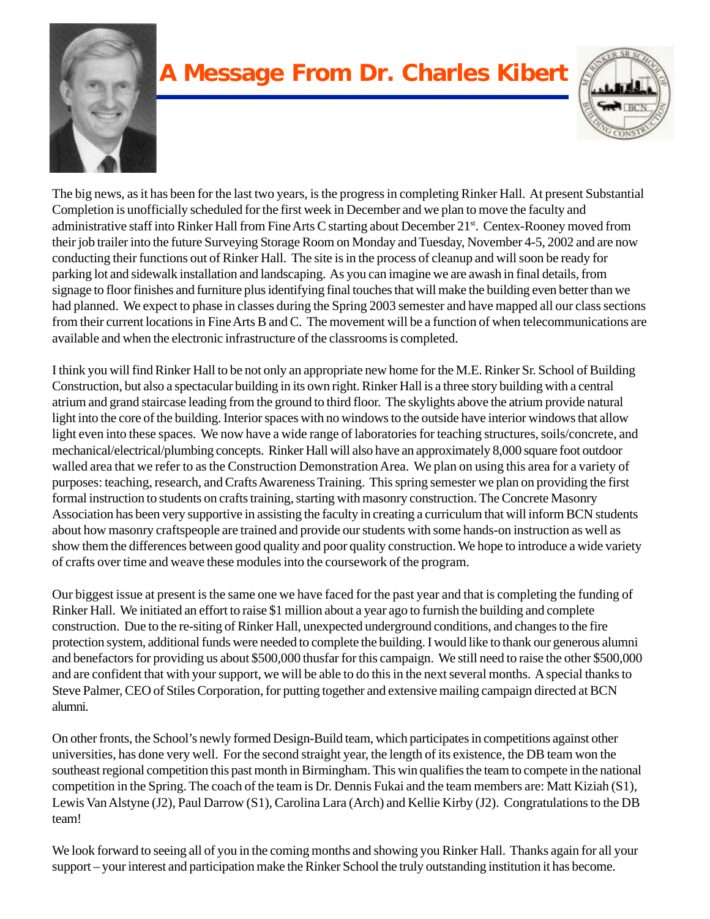# A Message From Dr. Charles Kibert

The big news, as it has been for the last two years, is the progress in completing Rinker Hall. At present Substantial Completion is unofficially scheduled for the first week in December and we plan to move the faculty and administrative staff into Rinker Hall from Fine Arts C starting about December 21st. Centex-Rooney moved from their job trailer into the future Surveying Storage Room on Monday and Tuesday, November 4-5, 2002 and are now conducting their functions out of Rinker Hall. The site is in the process of cleanup and will soon be ready for parking lot and sidewalk installation and landscaping. As you can imagine we are awash in final details, from signage to floor finishes and furniture plus identifying final touches that will make the building even better than we had planned. We expect to phase in classes during the Spring 2003 semester and have mapped all our class sections from their current locations in Fine Arts B and C. The movement will be a function of when telecommunications are available and when the electronic infrastructure of the classrooms is completed.

I think you will find Rinker Hall to be not only an appropriate new home for the M.E. Rinker Sr. School of Building Construction, but also a spectacular building in its own right. Rinker Hall is a three story building with a central atrium and grand staircase leading from the ground to third floor. The skylights above the atrium provide natural light into the core of the building. Interior spaces with no windows to the outside have interior windows that allow light even into these spaces. We now have a wide range of laboratories for teaching structures, soils/concrete, and mechanical/electrical/plumbing concepts. Rinker Hall will also have an approximately 8,000 square foot outdoor walled area that we refer to as the Construction Demonstration Area. We plan on using this area for a variety of purposes: teaching, research, and Crafts Awareness Training. This spring semester we plan on providing the first formal instruction to students on crafts training, starting with masonry construction. The Concrete Masonry Association has been very supportive in assisting the faculty in creating a curriculum that will inform BCN students about how masonry craftspeople are trained and provide our students with some hands-on instruction as well as show them the differences between good quality and poor quality construction. We hope to introduce a wide variety of crafts over time and weave these modules into the coursework of the program.

Our biggest issue at present is the same one we have faced for the past year and that is completing the funding of Rinker Hall. We initiated an effort to raise $1 million about a year ago to furnish the building and complete construction. Due to the re-siting of Rinker Hall, unexpected underground conditions, and changes to the fire protection system, additional funds were needed to complete the building. I would like to thank our generous alumni and benefactors for providing us about $500,000 thusfar for this campaign. We still need to raise the other $500,000 and are confident that with your support, we will be able to do this in the next several months. A special thanks to Steve Palmer, CEO of Stiles Corporation, for putting together and extensive mailing campaign directed at BCN alumni.

On other fronts, the School's newly formed Design-Build team, which participates in competitions against other universities, has done very well. For the second straight year, the length of its existence, the DB team won the southeast regional competition this past month in Birmingham. This win qualifies the team to compete in the national competition in the Spring. The coach of the team is Dr. Dennis Fukai and the team members are: Matt Kiziah (S1), Lewis Van Alstyne (J2), Paul Darrow (S1), Carolina Lara (Arch) and Kellie Kirby (J2). Congratulations to the DB team!

We look forward to seeing all of you in the coming months and showing you Rinker Hall. Thanks again for all your support – your interest and participation make the Rinker School the truly outstanding institution it has become.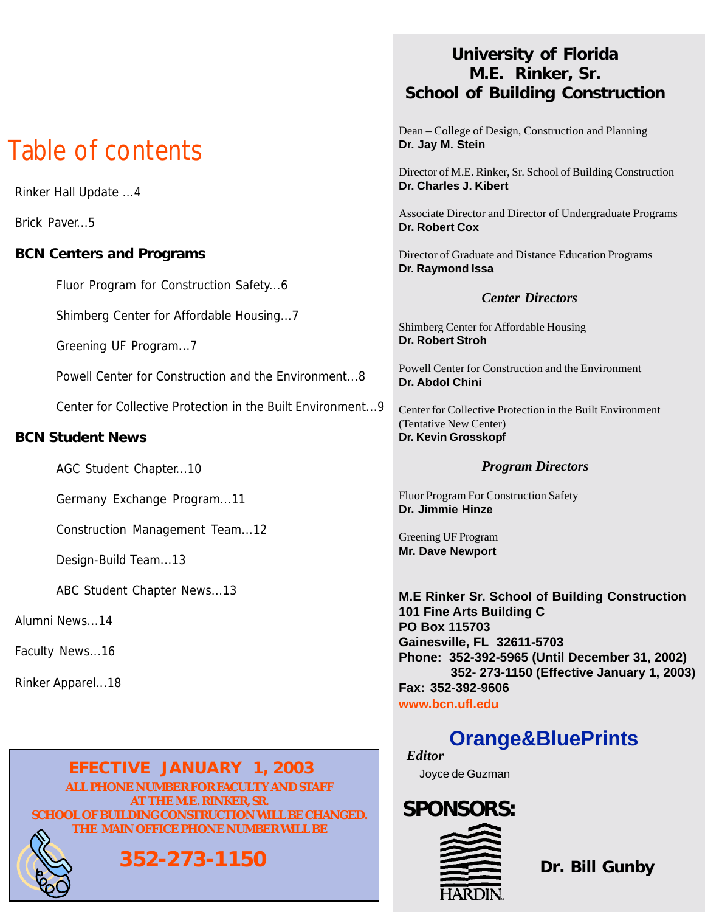# Table of contents

Rinker Hall Update ...4

Brick Paver...5

**BCN Centers and Programs**

- Fluor Program for Construction Safety...6
- Shimberg Center for Affordable Housing...7
- Greening UF Program...7
- Powell Center for Construction and the Environment...8
- Center for Collective Protection in the Built Environment...9

**BCN Student News**

- AGC Student Chapter...10
- Germany Exchange Program...11
- Construction Management Team...12
- Design-Build Team...13
- ABC Student Chapter News...13

Alumni News...14

Faculty News...16

Rinker Apparel...18

**EFECTIVE JANUARY 1, 2003**

**ALL PHONE NUMBER FOR FACULTY AND STAFF AT THE M.E. RINKER, SR. SCHOOL OF BUILDING CONSTRUCTION WILL BE CHANGED. THE MAIN OFFICE PHONE NUMBER WILL BE**

**352-273-1150**

## University of Florida M.E. Rinker, Sr. School of Building Construction

Dean – College of Design, Construction and Planning
**Dr. Jay M. Stein**

Director of M.E. Rinker, Sr. School of Building Construction
**Dr. Charles J. Kibert**

Associate Director and Director of Undergraduate Programs
**Dr. Robert Cox**

Director of Graduate and Distance Education Programs
**Dr. Raymond Issa**

***Center Directors***

Shimberg Center for Affordable Housing
**Dr. Robert Stroh**

Powell Center for Construction and the Environment
**Dr. Abdol Chini**

Center for Collective Protection in the Built Environment (Tentative New Center)
**Dr. Kevin Grosskopf**

***Program Directors***

Fluor Program For Construction Safety
**Dr. Jimmie Hinze**

Greening UF Program
**Mr. Dave Newport**

**M.E Rinker Sr. School of Building Construction**
**101 Fine Arts Building C**
**PO Box 115703**
**Gainesville, FL 32611-5703**
**Phone: 352-392-5965 (Until December 31, 2002)**
**352- 273-1150 (Effective January 1, 2003)**
**Fax: 352-392-9606**
**www.bcn.ufl.edu**

**Orange&BluePrints**

***Editor***
Joyce de Guzman

**SPONSORS:**

HARDIN

**Dr. Bill Gunby**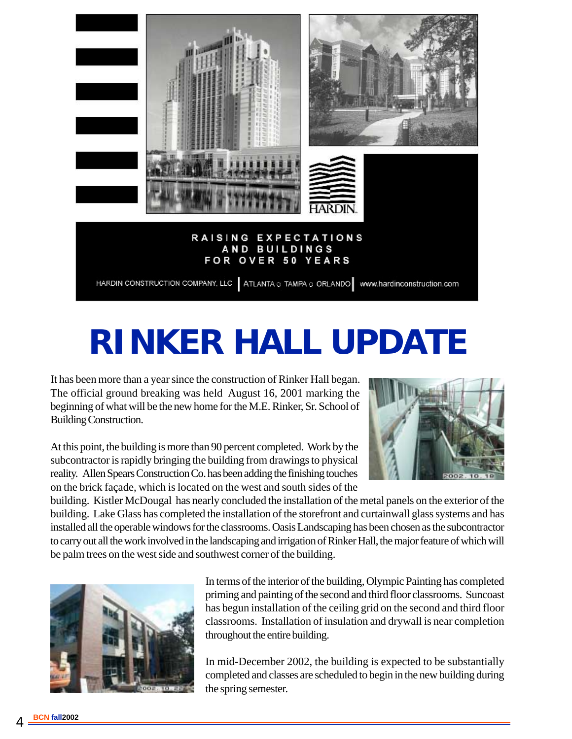RAISING EXPECTATIONS AND BUILDINGS FOR OVER 50 YEARS

HARDIN CONSTRUCTION COMPANY, LLC | ATLANTA · TAMPA · ORLANDO | www.hardinconstruction.com

# RINKER HALL UPDATE

It has been more than a year since the construction of Rinker Hall began. The official ground breaking was held August 16, 2001 marking the beginning of what will be the new home for the M.E. Rinker, Sr. School of Building Construction.

At this point, the building is more than 90 percent completed. Work by the subcontractor is rapidly bringing the building from drawings to physical reality. Allen Spears Construction Co. has been adding the finishing touches on the brick façade, which is located on the west and south sides of the building. Kistler McDougal has nearly concluded the installation of the metal panels on the exterior of the building. Lake Glass has completed the installation of the storefront and curtainwall glass systems and has installed all the operable windows for the classrooms. Oasis Landscaping has been chosen as the subcontractor to carry out all the work involved in the landscaping and irrigation of Rinker Hall, the major feature of which will be palm trees on the west side and southwest corner of the building.

In terms of the interior of the building, Olympic Painting has completed priming and painting of the second and third floor classrooms. Suncoast has begun installation of the ceiling grid on the second and third floor classrooms. Installation of insulation and drywall is near completion throughout the entire building.

In mid-December 2002, the building is expected to be substantially completed and classes are scheduled to begin in the new building during the spring semester.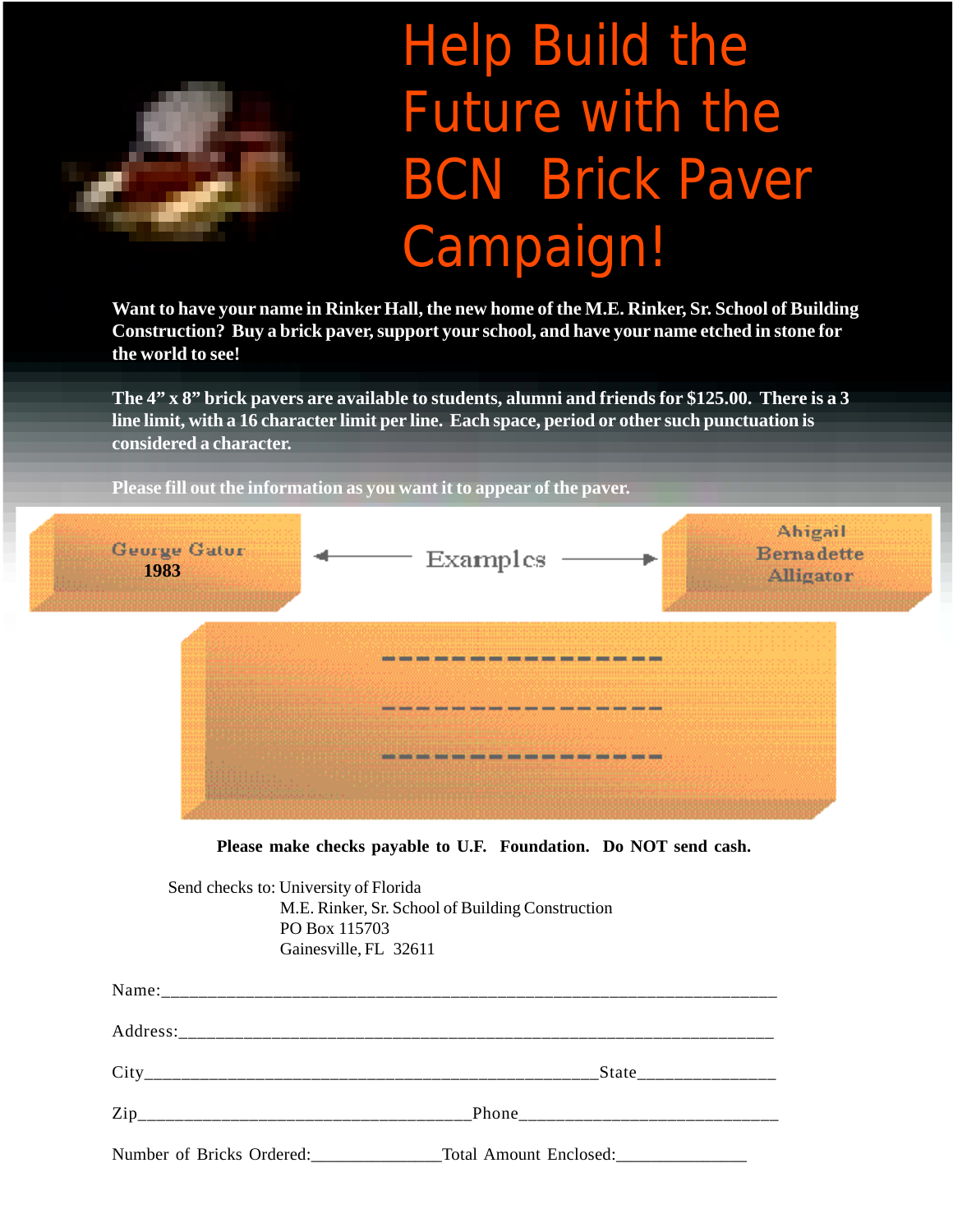# Help Build the Future with the BCN Brick Paver Campaign!

**Want to have your name in Rinker Hall, the new home of the M.E. Rinker, Sr. School of Building Construction? Buy a brick paver, support your school, and have your name etched in stone for the world to see!**

**The 4" x 8" brick pavers are available to students, alumni and friends for $125.00. There is a 3 line limit, with a 16 character limit per line. Each space, period or other such punctuation is considered a character.**

**Please fill out the information as you want it to appear of the paver.**

Geurge Gatur
1983

Examples

Ahigail
Bernadette
Alligator

\_ \_ \_ \_ \_ \_ \_ \_ \_ \_ \_ \_ \_ \_ \_ \_

\_ \_ \_ \_ \_ \_ \_ \_ \_ \_ \_ \_ \_ \_ \_ \_

\_ \_ \_ \_ \_ \_ \_ \_ \_ \_ \_ \_ \_ \_ \_ \_

**Please make checks payable to U.F. Foundation. Do NOT send cash.**

Send checks to: University of Florida
M.E. Rinker, Sr. School of Building Construction
PO Box 115703
Gainesville, FL 32611

Name:\_\_\_\_\_\_\_\_\_\_\_\_\_\_\_\_\_\_\_\_\_\_\_\_\_\_\_\_\_\_\_\_\_\_\_\_\_\_\_\_\_\_\_\_\_\_\_\_\_\_\_\_\_\_\_\_\_\_\_\_\_\_\_\_

Address:\_\_\_\_\_\_\_\_\_\_\_\_\_\_\_\_\_\_\_\_\_\_\_\_\_\_\_\_\_\_\_\_\_\_\_\_\_\_\_\_\_\_\_\_\_\_\_\_\_\_\_\_\_\_\_\_\_\_\_\_\_\_

City\_\_\_\_\_\_\_\_\_\_\_\_\_\_\_\_\_\_\_\_\_\_\_\_\_\_\_\_\_\_\_\_\_\_\_\_\_\_\_\_\_\_\_\_\_\_State\_\_\_\_\_\_\_\_\_\_\_\_\_\_

Zip\_\_\_\_\_\_\_\_\_\_\_\_\_\_\_\_\_\_\_\_\_\_\_\_\_\_\_\_\_\_\_\_\_Phone\_\_\_\_\_\_\_\_\_\_\_\_\_\_\_\_\_\_\_\_\_\_\_\_\_\_\_

Number of Bricks Ordered:\_\_\_\_\_\_\_\_\_\_\_\_\_\_Total Amount Enclosed:\_\_\_\_\_\_\_\_\_\_\_\_\_\_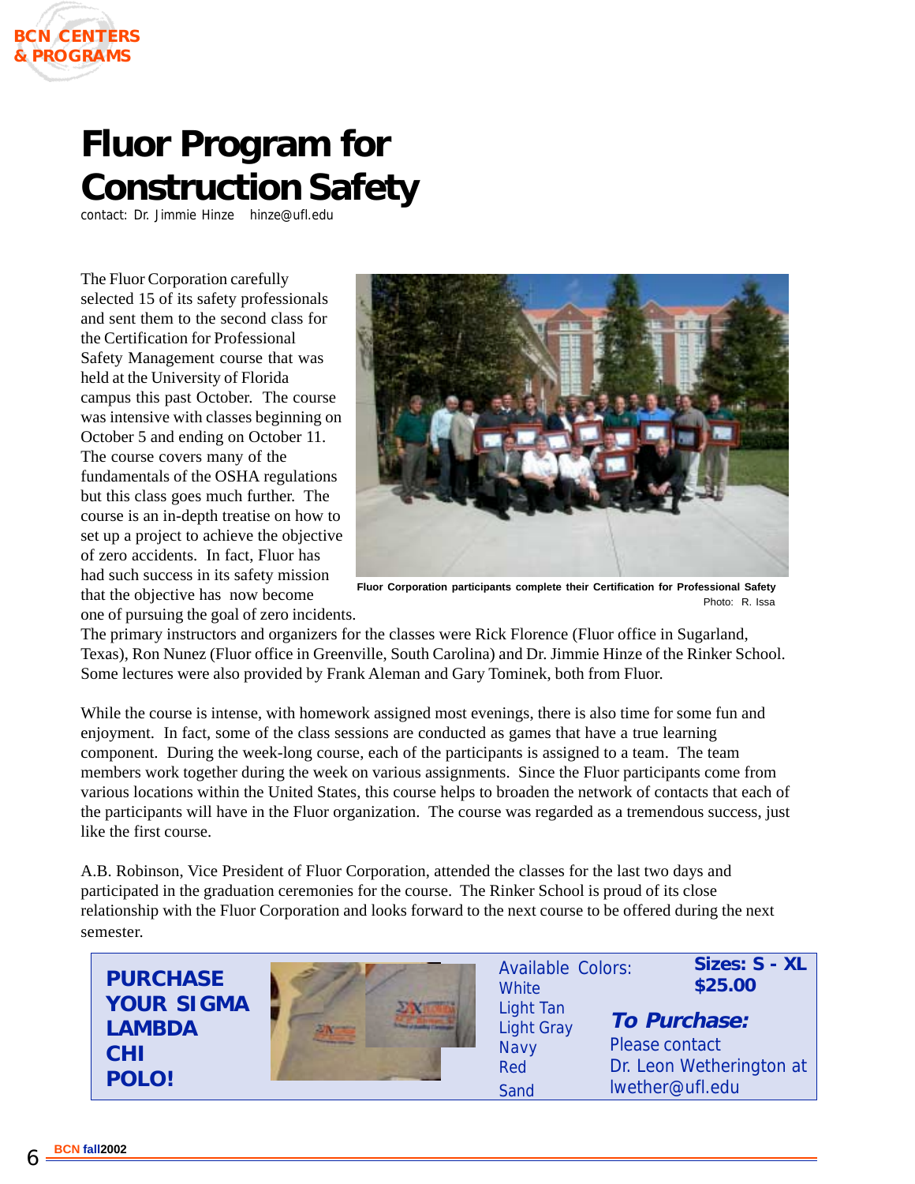# Fluor Program for Construction Safety

contact: Dr. Jimmie Hinze hinze@ufl.edu

The Fluor Corporation carefully selected 15 of its safety professionals and sent them to the second class for the Certification for Professional Safety Management course that was held at the University of Florida campus this past October. The course was intensive with classes beginning on October 5 and ending on October 11. The course covers many of the fundamentals of the OSHA regulations but this class goes much further. The course is an in-depth treatise on how to set up a project to achieve the objective of zero accidents. In fact, Fluor has had such success in its safety mission that the objective has now become one of pursuing the goal of zero incidents. The primary instructors and organizers for the classes were Rick Florence (Fluor office in Sugarland, Texas), Ron Nunez (Fluor office in Greenville, South Carolina) and Dr. Jimmie Hinze of the Rinker School. Some lectures were also provided by Frank Aleman and Gary Tominek, both from Fluor.

**Fluor Corporation participants complete their Certification for Professional Safety**
Photo: R. Issa

While the course is intense, with homework assigned most evenings, there is also time for some fun and enjoyment. In fact, some of the class sessions are conducted as games that have a true learning component. During the week-long course, each of the participants is assigned to a team. The team members work together during the week on various assignments. Since the Fluor participants come from various locations within the United States, this course helps to broaden the network of contacts that each of the participants will have in the Fluor organization. The course was regarded as a tremendous success, just like the first course.

A.B. Robinson, Vice President of Fluor Corporation, attended the classes for the last two days and participated in the graduation ceremonies for the course. The Rinker School is proud of its close relationship with the Fluor Corporation and looks forward to the next course to be offered during the next semester.

**PURCHASE YOUR SIGMA LAMBDA CHI POLO!**

Available Colors:
- White
- Light Tan
- Light Gray
- Navy
- Red
- Sand

**Sizes: S - XL**
**$25.00**

***To Purchase:***
Please contact Dr. Leon Wetherington at lwether@ufl.edu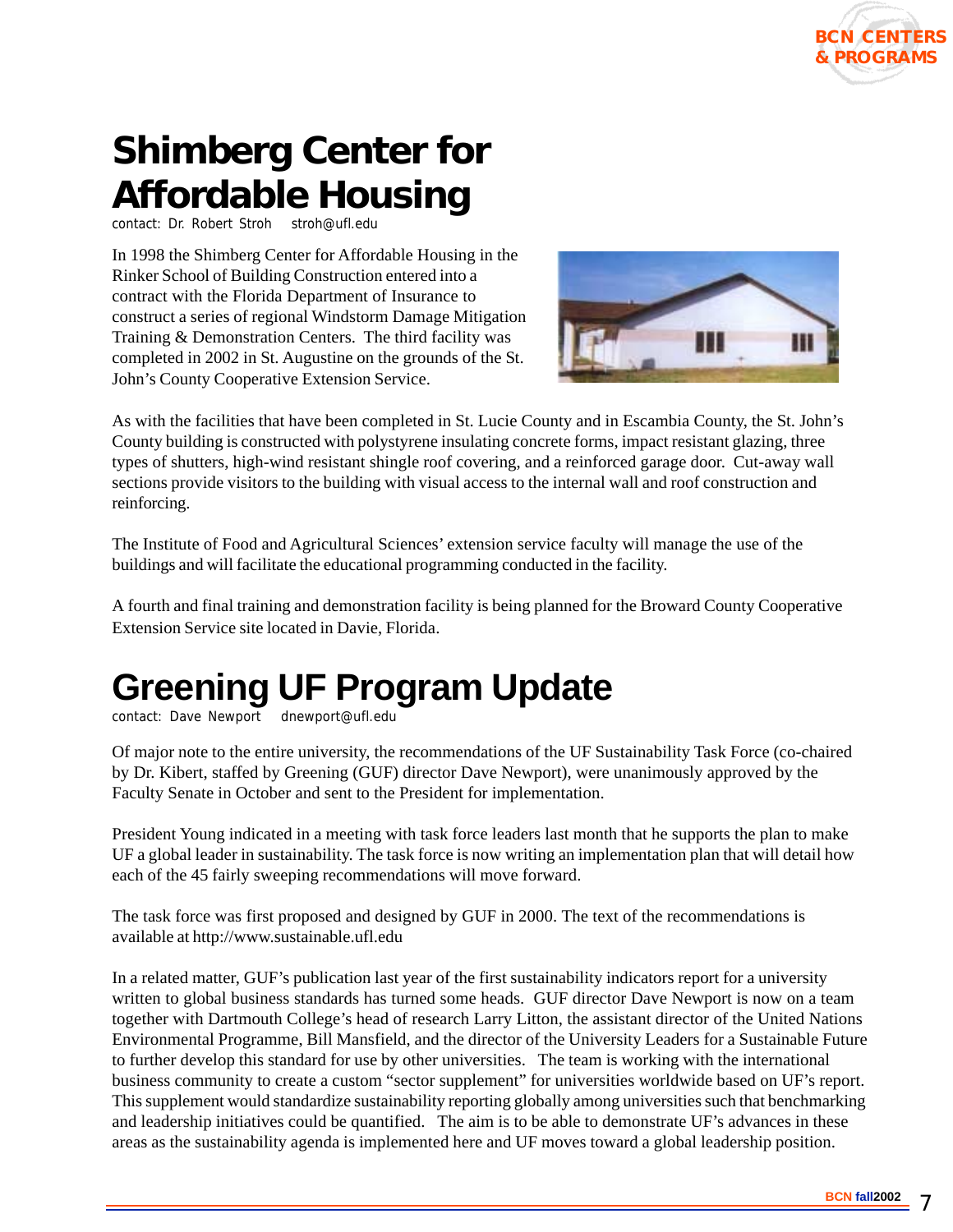# Shimberg Center for Affordable Housing

contact: Dr. Robert Stroh    stroh@ufl.edu

In 1998 the Shimberg Center for Affordable Housing in the Rinker School of Building Construction entered into a contract with the Florida Department of Insurance to construct a series of regional Windstorm Damage Mitigation Training & Demonstration Centers. The third facility was completed in 2002 in St. Augustine on the grounds of the St. John's County Cooperative Extension Service.

As with the facilities that have been completed in St. Lucie County and in Escambia County, the St. John's County building is constructed with polystyrene insulating concrete forms, impact resistant glazing, three types of shutters, high-wind resistant shingle roof covering, and a reinforced garage door. Cut-away wall sections provide visitors to the building with visual access to the internal wall and roof construction and reinforcing.

The Institute of Food and Agricultural Sciences' extension service faculty will manage the use of the buildings and will facilitate the educational programming conducted in the facility.

A fourth and final training and demonstration facility is being planned for the Broward County Cooperative Extension Service site located in Davie, Florida.

# Greening UF Program Update

contact: Dave Newport    dnewport@ufl.edu

Of major note to the entire university, the recommendations of the UF Sustainability Task Force (co-chaired by Dr. Kibert, staffed by Greening (GUF) director Dave Newport), were unanimously approved by the Faculty Senate in October and sent to the President for implementation.

President Young indicated in a meeting with task force leaders last month that he supports the plan to make UF a global leader in sustainability. The task force is now writing an implementation plan that will detail how each of the 45 fairly sweeping recommendations will move forward.

The task force was first proposed and designed by GUF in 2000. The text of the recommendations is available at http://www.sustainable.ufl.edu

In a related matter, GUF's publication last year of the first sustainability indicators report for a university written to global business standards has turned some heads. GUF director Dave Newport is now on a team together with Dartmouth College's head of research Larry Litton, the assistant director of the United Nations Environmental Programme, Bill Mansfield, and the director of the University Leaders for a Sustainable Future to further develop this standard for use by other universities. The team is working with the international business community to create a custom "sector supplement" for universities worldwide based on UF's report. This supplement would standardize sustainability reporting globally among universities such that benchmarking and leadership initiatives could be quantified. The aim is to be able to demonstrate UF's advances in these areas as the sustainability agenda is implemented here and UF moves toward a global leadership position.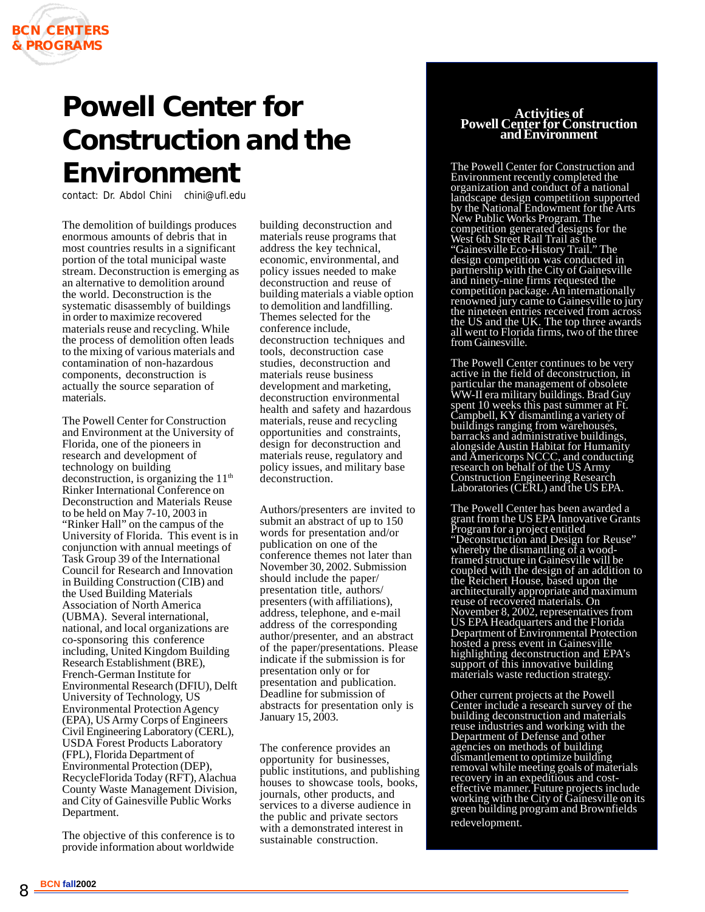# Powell Center for Construction and the Environment

contact: Dr. Abdol Chini chini@ufl.edu

The demolition of buildings produces enormous amounts of debris that in most countries results in a significant portion of the total municipal waste stream. Deconstruction is emerging as an alternative to demolition around the world. Deconstruction is the systematic disassembly of buildings in order to maximize recovered materials reuse and recycling. While the process of demolition often leads to the mixing of various materials and contamination of non-hazardous components, deconstruction is actually the source separation of materials.

The Powell Center for Construction and Environment at the University of Florida, one of the pioneers in research and development of technology on building deconstruction, is organizing the 11th Rinker International Conference on Deconstruction and Materials Reuse to be held on May 7-10, 2003 in "Rinker Hall" on the campus of the University of Florida. This event is in conjunction with annual meetings of Task Group 39 of the International Council for Research and Innovation in Building Construction (CIB) and the Used Building Materials Association of North America (UBMA). Several international, national, and local organizations are co-sponsoring this conference including, United Kingdom Building Research Establishment (BRE), French-German Institute for Environmental Research (DFIU), Delft University of Technology, US Environmental Protection Agency (EPA), US Army Corps of Engineers Civil Engineering Laboratory (CERL), USDA Forest Products Laboratory (FPL), Florida Department of Environmental Protection (DEP), RecycleFlorida Today (RFT), Alachua County Waste Management Division, and City of Gainesville Public Works Department.

The objective of this conference is to provide information about worldwide building deconstruction and materials reuse programs that address the key technical, economic, environmental, and policy issues needed to make deconstruction and reuse of building materials a viable option to demolition and landfilling. Themes selected for the conference include, deconstruction techniques and tools, deconstruction case studies, deconstruction and materials reuse business development and marketing, deconstruction environmental health and safety and hazardous materials, reuse and recycling opportunities and constraints, design for deconstruction and materials reuse, regulatory and policy issues, and military base deconstruction.

Authors/presenters are invited to submit an abstract of up to 150 words for presentation and/or publication on one of the conference themes not later than November 30, 2002. Submission should include the paper/ presentation title, authors/ presenters (with affiliations), address, telephone, and e-mail address of the corresponding author/presenter, and an abstract of the paper/presentations. Please indicate if the submission is for presentation only or for presentation and publication. Deadline for submission of abstracts for presentation only is January 15, 2003.

The conference provides an opportunity for businesses, public institutions, and publishing houses to showcase tools, books, journals, other products, and services to a diverse audience in the public and private sectors with a demonstrated interest in sustainable construction.

## Activities of Powell Center for Construction and Environment

The Powell Center for Construction and Environment recently completed the organization and conduct of a national landscape design competition supported by the National Endowment for the Arts New Public Works Program. The competition generated designs for the West 6th Street Rail Trail as the "Gainesville Eco-History Trail." The design competition was conducted in partnership with the City of Gainesville and ninety-nine firms requested the competition package. An internationally renowned jury came to Gainesville to jury the nineteen entries received from across the US and the UK. The top three awards all went to Florida firms, two of the three from Gainesville.

The Powell Center continues to be very active in the field of deconstruction, in particular the management of obsolete WW-II era military buildings. Brad Guy spent 10 weeks this past summer at Ft. Campbell, KY dismantling a variety of buildings ranging from warehouses, barracks and administrative buildings, alongside Austin Habitat for Humanity and Americorps NCCC, and conducting research on behalf of the US Army Construction Engineering Research Laboratories (CERL) and the US EPA.

The Powell Center has been awarded a grant from the US EPA Innovative Grants Program for a project entitled "Deconstruction and Design for Reuse" whereby the dismantling of a wood-framed structure in Gainesville will be coupled with the design of an addition to the Reichert House, based upon the architecturally appropriate and maximum reuse of recovered materials. On November 8, 2002, representatives from US EPA Headquarters and the Florida Department of Environmental Protection hosted a press event in Gainesville highlighting deconstruction and EPA's support of this innovative building materials waste reduction strategy.

Other current projects at the Powell Center include a research survey of the building deconstruction and materials reuse industries and working with the Department of Defense and other agencies on methods of building dismantlement to optimize building removal while meeting goals of materials recovery in an expeditious and cost-effective manner. Future projects include working with the City of Gainesville on its green building program and Brownfields redevelopment.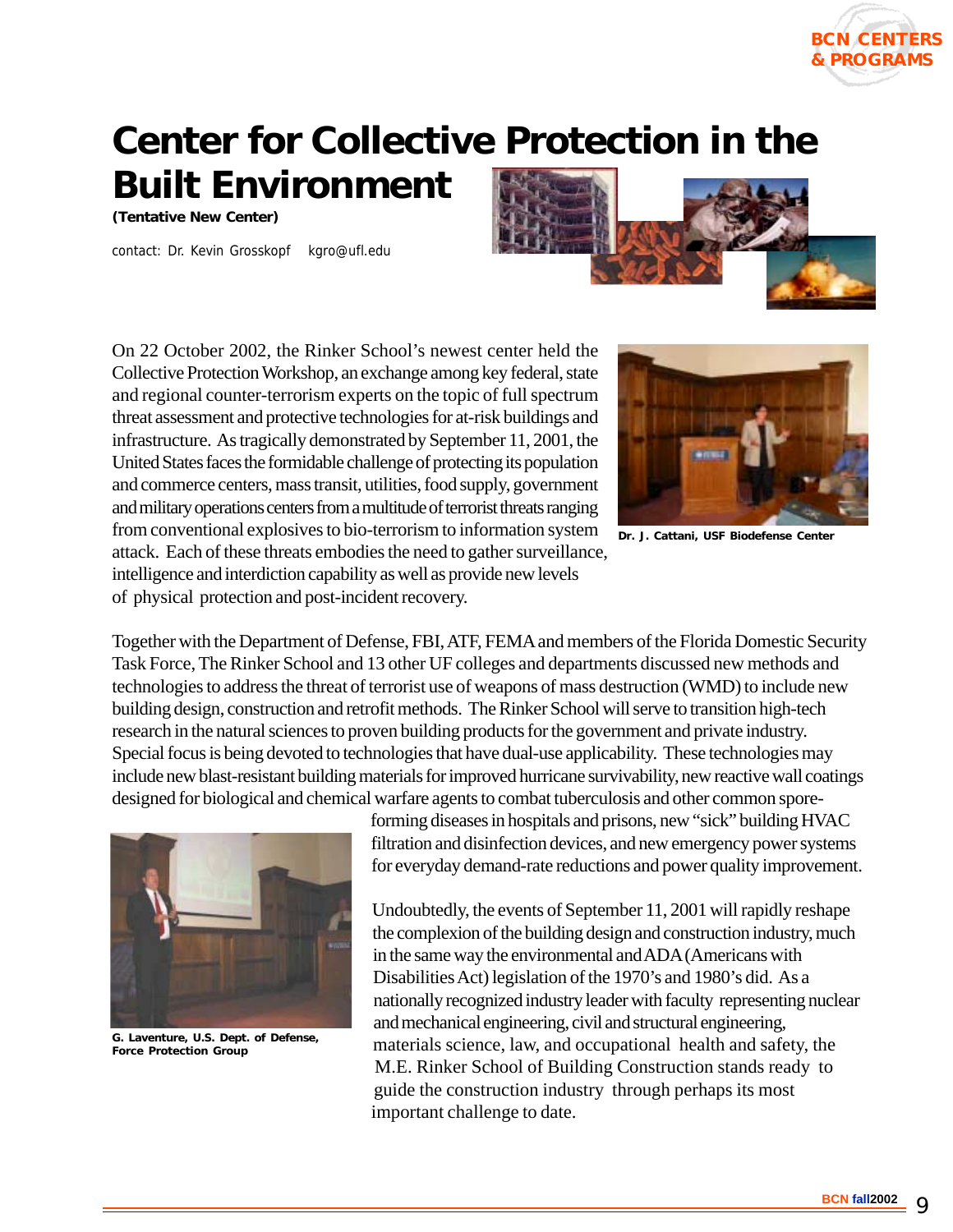# Center for Collective Protection in the Built Environment

**(Tentative New Center)**

contact: Dr. Kevin Grosskopf   kgro@ufl.edu

On 22 October 2002, the Rinker School's newest center held the Collective Protection Workshop, an exchange among key federal, state and regional counter-terrorism experts on the topic of full spectrum threat assessment and protective technologies for at-risk buildings and infrastructure. As tragically demonstrated by September 11, 2001, the United States faces the formidable challenge of protecting its population and commerce centers, mass transit, utilities, food supply, government and military operations centers from a multitude of terrorist threats ranging from conventional explosives to bio-terrorism to information system attack. Each of these threats embodies the need to gather surveillance, intelligence and interdiction capability as well as provide new levels of physical protection and post-incident recovery.

Dr. J. Cattani, USF Biodefense Center

Together with the Department of Defense, FBI, ATF, FEMA and members of the Florida Domestic Security Task Force, The Rinker School and 13 other UF colleges and departments discussed new methods and technologies to address the threat of terrorist use of weapons of mass destruction (WMD) to include new building design, construction and retrofit methods. The Rinker School will serve to transition high-tech research in the natural sciences to proven building products for the government and private industry. Special focus is being devoted to technologies that have dual-use applicability. These technologies may include new blast-resistant building materials for improved hurricane survivability, new reactive wall coatings designed for biological and chemical warfare agents to combat tuberculosis and other common spore-forming diseases in hospitals and prisons, new "sick" building HVAC filtration and disinfection devices, and new emergency power systems for everyday demand-rate reductions and power quality improvement.

G. Laventure, U.S. Dept. of Defense, Force Protection Group

Undoubtedly, the events of September 11, 2001 will rapidly reshape the complexion of the building design and construction industry, much in the same way the environmental and ADA (Americans with Disabilities Act) legislation of the 1970's and 1980's did. As a nationally recognized industry leader with faculty representing nuclear and mechanical engineering, civil and structural engineering, materials science, law, and occupational health and safety, the M.E. Rinker School of Building Construction stands ready to guide the construction industry through perhaps its most important challenge to date.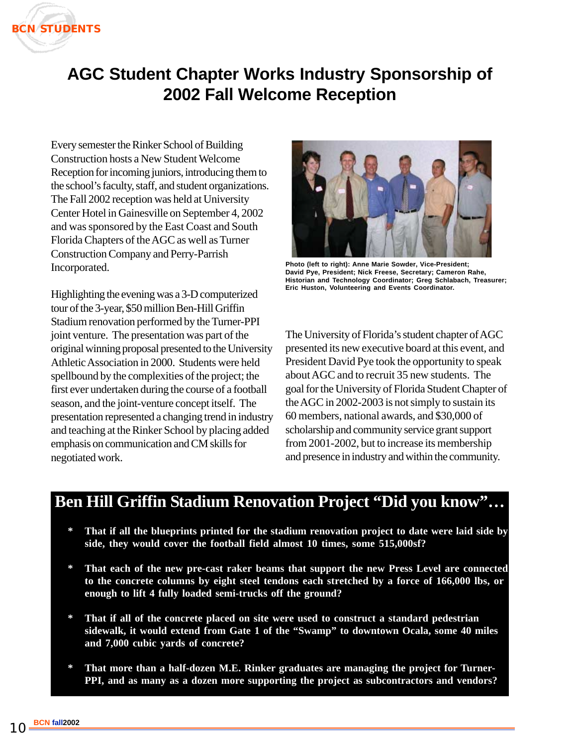# AGC Student Chapter Works Industry Sponsorship of 2002 Fall Welcome Reception

Every semester the Rinker School of Building Construction hosts a New Student Welcome Reception for incoming juniors, introducing them to the school's faculty, staff, and student organizations. The Fall 2002 reception was held at University Center Hotel in Gainesville on September 4, 2002 and was sponsored by the East Coast and South Florida Chapters of the AGC as well as Turner Construction Company and Perry-Parrish Incorporated.

Highlighting the evening was a 3-D computerized tour of the 3-year, $50 million Ben-Hill Griffin Stadium renovation performed by the Turner-PPI joint venture. The presentation was part of the original winning proposal presented to the University Athletic Association in 2000. Students were held spellbound by the complexities of the project; the first ever undertaken during the course of a football season, and the joint-venture concept itself. The presentation represented a changing trend in industry and teaching at the Rinker School by placing added emphasis on communication and CM skills for negotiated work.

**Photo (left to right): Anne Marie Sowder, Vice-President; David Pye, President; Nick Freese, Secretary; Cameron Rahe, Historian and Technology Coordinator; Greg Schlabach, Treasurer; Eric Huston, Volunteering and Events Coordinator.**

The University of Florida's student chapter of AGC presented its new executive board at this event, and President David Pye took the opportunity to speak about AGC and to recruit 35 new students. The goal for the University of Florida Student Chapter of the AGC in 2002-2003 is not simply to sustain its 60 members, national awards, and $30,000 of scholarship and community service grant support from 2001-2002, but to increase its membership and presence in industry and within the community.

## Ben Hill Griffin Stadium Renovation Project "Did you know"…

- **That if all the blueprints printed for the stadium renovation project to date were laid side by side, they would cover the football field almost 10 times, some 515,000sf?**
- **That each of the new pre-cast raker beams that support the new Press Level are connected to the concrete columns by eight steel tendons each stretched by a force of 166,000 lbs, or enough to lift 4 fully loaded semi-trucks off the ground?**
- **That if all of the concrete placed on site were used to construct a standard pedestrian sidewalk, it would extend from Gate 1 of the "Swamp" to downtown Ocala, some 40 miles and 7,000 cubic yards of concrete?**
- **That more than a half-dozen M.E. Rinker graduates are managing the project for Turner-PPI, and as many as a dozen more supporting the project as subcontractors and vendors?**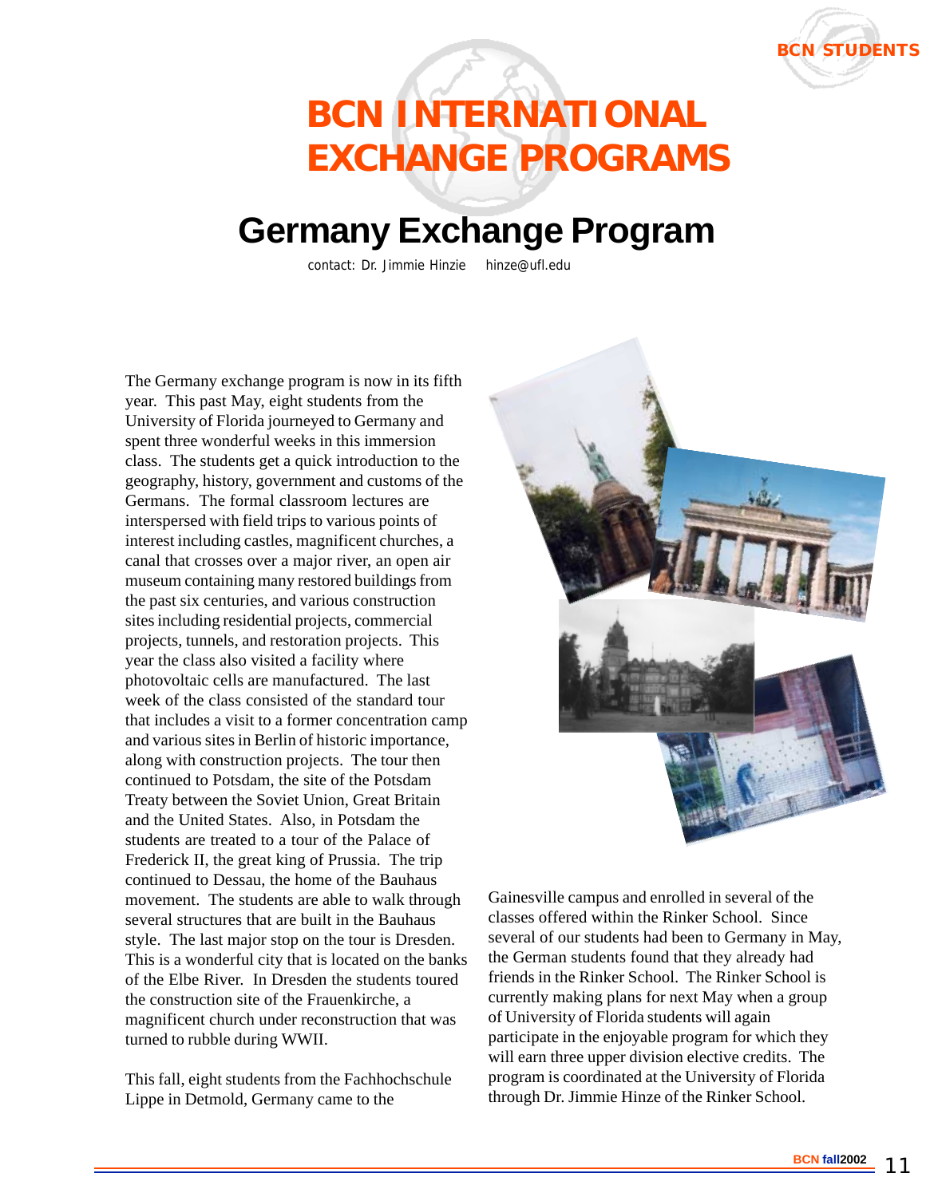# BCN INTERNATIONAL EXCHANGE PROGRAMS

## Germany Exchange Program

contact: Dr. Jimmie Hinze    hinze@ufl.edu

The Germany exchange program is now in its fifth year. This past May, eight students from the University of Florida journeyed to Germany and spent three wonderful weeks in this immersion class. The students get a quick introduction to the geography, history, government and customs of the Germans. The formal classroom lectures are interspersed with field trips to various points of interest including castles, magnificent churches, a canal that crosses over a major river, an open air museum containing many restored buildings from the past six centuries, and various construction sites including residential projects, commercial projects, tunnels, and restoration projects. This year the class also visited a facility where photovoltaic cells are manufactured. The last week of the class consisted of the standard tour that includes a visit to a former concentration camp and various sites in Berlin of historic importance, along with construction projects. The tour then continued to Potsdam, the site of the Potsdam Treaty between the Soviet Union, Great Britain and the United States. Also, in Potsdam the students are treated to a tour of the Palace of Frederick II, the great king of Prussia. The trip continued to Dessau, the home of the Bauhaus movement. The students are able to walk through several structures that are built in the Bauhaus style. The last major stop on the tour is Dresden. This is a wonderful city that is located on the banks of the Elbe River. In Dresden the students toured the construction site of the Frauenkirche, a magnificent church under reconstruction that was turned to rubble during WWII.

This fall, eight students from the Fachhochschule Lippe in Detmold, Germany came to the Gainesville campus and enrolled in several of the classes offered within the Rinker School. Since several of our students had been to Germany in May, the German students found that they already had friends in the Rinker School. The Rinker School is currently making plans for next May when a group of University of Florida students will again participate in the enjoyable program for which they will earn three upper division elective credits. The program is coordinated at the University of Florida through Dr. Jimmie Hinze of the Rinker School.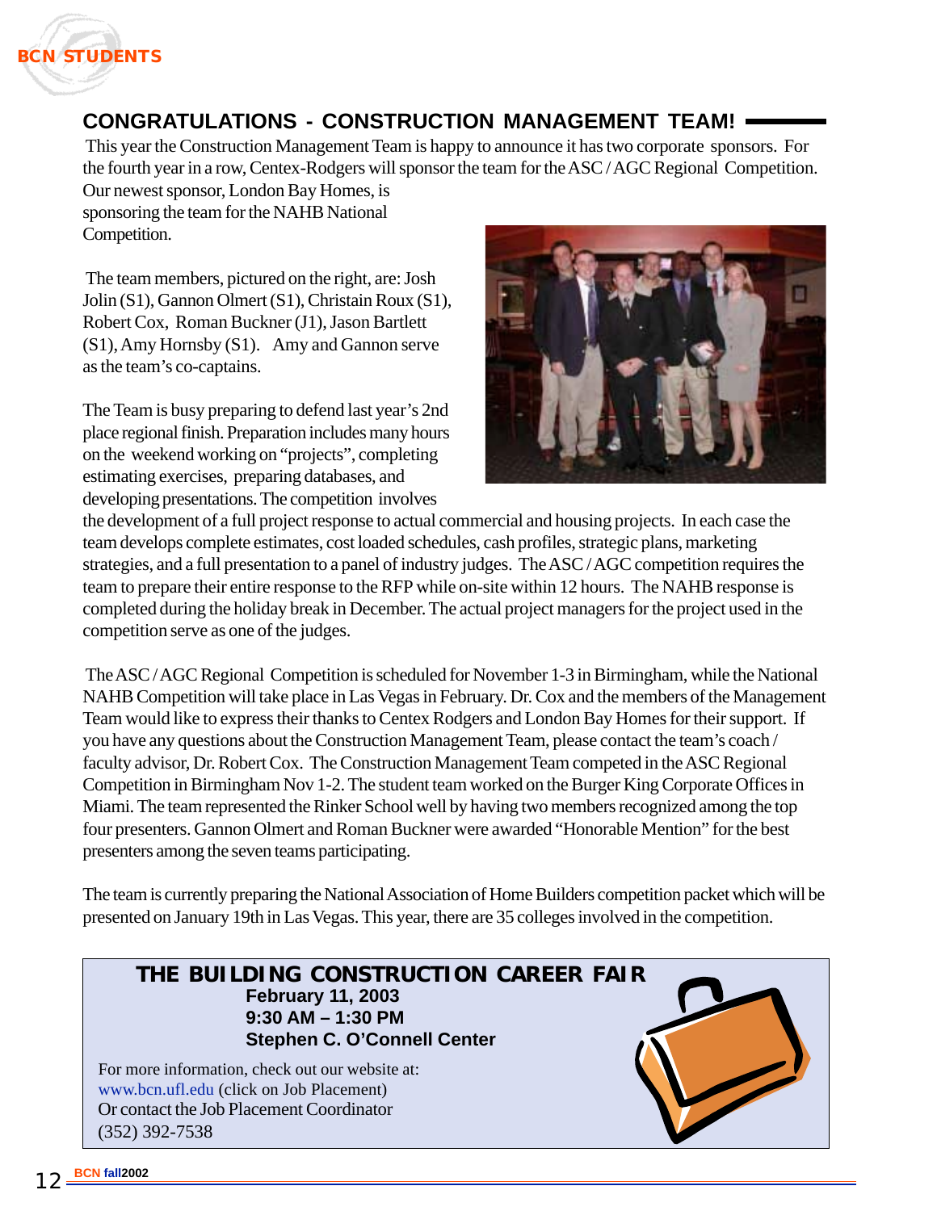## CONGRATULATIONS - CONSTRUCTION MANAGEMENT TEAM!

This year the Construction Management Team is happy to announce it has two corporate sponsors. For the fourth year in a row, Centex-Rodgers will sponsor the team for the ASC / AGC Regional Competition. Our newest sponsor, London Bay Homes, is sponsoring the team for the NAHB National Competition.

The team members, pictured on the right, are: Josh Jolin (S1), Gannon Olmert (S1), Christain Roux (S1), Robert Cox, Roman Buckner (J1), Jason Bartlett (S1), Amy Hornsby (S1). Amy and Gannon serve as the team's co-captains.

The Team is busy preparing to defend last year's 2nd place regional finish. Preparation includes many hours on the weekend working on "projects", completing estimating exercises, preparing databases, and developing presentations. The competition involves the development of a full project response to actual commercial and housing projects. In each case the team develops complete estimates, cost loaded schedules, cash profiles, strategic plans, marketing strategies, and a full presentation to a panel of industry judges. The ASC / AGC competition requires the team to prepare their entire response to the RFP while on-site within 12 hours. The NAHB response is completed during the holiday break in December. The actual project managers for the project used in the competition serve as one of the judges.

The ASC / AGC Regional Competition is scheduled for November 1-3 in Birmingham, while the National NAHB Competition will take place in Las Vegas in February. Dr. Cox and the members of the Management Team would like to express their thanks to Centex Rodgers and London Bay Homes for their support. If you have any questions about the Construction Management Team, please contact the team's coach / faculty advisor, Dr. Robert Cox. The Construction Management Team competed in the ASC Regional Competition in Birmingham Nov 1-2. The student team worked on the Burger King Corporate Offices in Miami. The team represented the Rinker School well by having two members recognized among the top four presenters. Gannon Olmert and Roman Buckner were awarded "Honorable Mention" for the best presenters among the seven teams participating.

The team is currently preparing the National Association of Home Builders competition packet which will be presented on January 19th in Las Vegas. This year, there are 35 colleges involved in the competition.

---

### THE BUILDING CONSTRUCTION CAREER FAIR

**February 11, 2003**
**9:30 AM – 1:30 PM**
**Stephen C. O'Connell Center**

For more information, check out our website at:
www.bcn.ufl.edu (click on Job Placement)
Or contact the Job Placement Coordinator
(352) 392-7538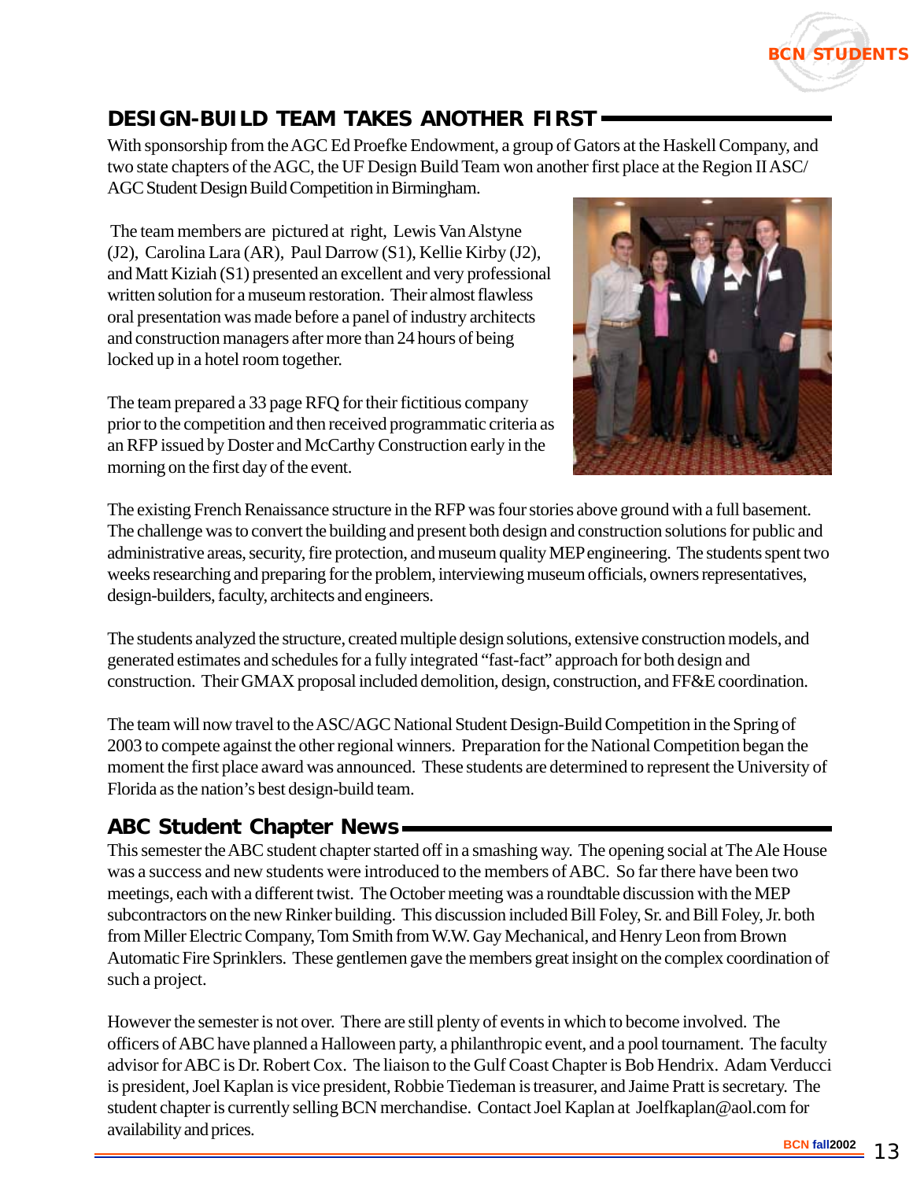## DESIGN-BUILD TEAM TAKES ANOTHER FIRST

With sponsorship from the AGC Ed Proefke Endowment, a group of Gators at the Haskell Company, and two state chapters of the AGC, the UF Design Build Team won another first place at the Region II ASC/ AGC Student Design Build Competition in Birmingham.

The team members are pictured at right, Lewis Van Alstyne (J2), Carolina Lara (AR), Paul Darrow (S1), Kellie Kirby (J2), and Matt Kiziah (S1) presented an excellent and very professional written solution for a museum restoration. Their almost flawless oral presentation was made before a panel of industry architects and construction managers after more than 24 hours of being locked up in a hotel room together.

The team prepared a 33 page RFQ for their fictitious company prior to the competition and then received programmatic criteria as an RFP issued by Doster and McCarthy Construction early in the morning on the first day of the event.

The existing French Renaissance structure in the RFP was four stories above ground with a full basement. The challenge was to convert the building and present both design and construction solutions for public and administrative areas, security, fire protection, and museum quality MEP engineering. The students spent two weeks researching and preparing for the problem, interviewing museum officials, owners representatives, design-builders, faculty, architects and engineers.

The students analyzed the structure, created multiple design solutions, extensive construction models, and generated estimates and schedules for a fully integrated "fast-fact" approach for both design and construction. Their GMAX proposal included demolition, design, construction, and FF&E coordination.

The team will now travel to the ASC/AGC National Student Design-Build Competition in the Spring of 2003 to compete against the other regional winners. Preparation for the National Competition began the moment the first place award was announced. These students are determined to represent the University of Florida as the nation's best design-build team.

## ABC Student Chapter News

This semester the ABC student chapter started off in a smashing way. The opening social at The Ale House was a success and new students were introduced to the members of ABC. So far there have been two meetings, each with a different twist. The October meeting was a roundtable discussion with the MEP subcontractors on the new Rinker building. This discussion included Bill Foley, Sr. and Bill Foley, Jr. both from Miller Electric Company, Tom Smith from W.W. Gay Mechanical, and Henry Leon from Brown Automatic Fire Sprinklers. These gentlemen gave the members great insight on the complex coordination of such a project.

However the semester is not over. There are still plenty of events in which to become involved. The officers of ABC have planned a Halloween party, a philanthropic event, and a pool tournament. The faculty advisor for ABC is Dr. Robert Cox. The liaison to the Gulf Coast Chapter is Bob Hendrix. Adam Verducci is president, Joel Kaplan is vice president, Robbie Tiedeman is treasurer, and Jaime Pratt is secretary. The student chapter is currently selling BCN merchandise. Contact Joel Kaplan at Joelfkaplan@aol.com for availability and prices.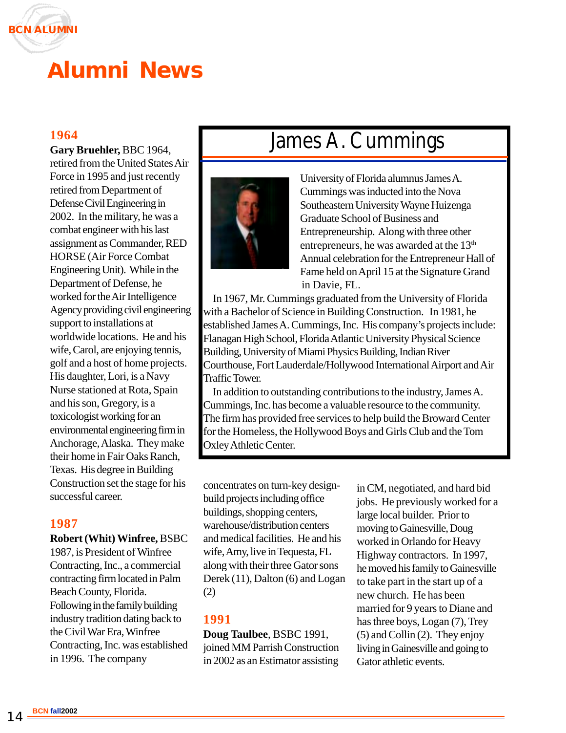# Alumni News

## 1964

**Gary Bruehler,** BBC 1964, retired from the United States Air Force in 1995 and just recently retired from Department of Defense Civil Engineering in 2002. In the military, he was a combat engineer with his last assignment as Commander, RED HORSE (Air Force Combat Engineering Unit). While in the Department of Defense, he worked for the Air Intelligence Agency providing civil engineering support to installations at worldwide locations. He and his wife, Carol, are enjoying tennis, golf and a host of home projects. His daughter, Lori, is a Navy Nurse stationed at Rota, Spain and his son, Gregory, is a toxicologist working for an environmental engineering firm in Anchorage, Alaska. They make their home in Fair Oaks Ranch, Texas. His degree in Building Construction set the stage for his successful career.

## 1987

**Robert (Whit) Winfree,** BSBC 1987, is President of Winfree Contracting, Inc., a commercial contracting firm located in Palm Beach County, Florida. Following in the family building industry tradition dating back to the Civil War Era, Winfree Contracting, Inc. was established in 1996. The company concentrates on turn-key design-build projects including office buildings, shopping centers, warehouse/distribution centers and medical facilities. He and his wife, Amy, live in Tequesta, FL along with their three Gator sons Derek (11), Dalton (6) and Logan (2)

## 1991

**Doug Taulbee**, BSBC 1991, joined MM Parrish Construction in 2002 as an Estimator assisting in CM, negotiated, and hard bid jobs. He previously worked for a large local builder. Prior to moving to Gainesville, Doug worked in Orlando for Heavy Highway contractors. In 1997, he moved his family to Gainesville to take part in the start up of a new church. He has been married for 9 years to Diane and has three boys, Logan (7), Trey (5) and Collin (2). They enjoy living in Gainesville and going to Gator athletic events.

## James A. Cummings

University of Florida alumnus James A. Cummings was inducted into the Nova Southeastern University Wayne Huizenga Graduate School of Business and Entrepreneurship. Along with three other entrepreneurs, he was awarded at the 13th Annual celebration for the Entrepreneur Hall of Fame held on April 15 at the Signature Grand in Davie, FL.

In 1967, Mr. Cummings graduated from the University of Florida with a Bachelor of Science in Building Construction. In 1981, he established James A. Cummings, Inc. His company's projects include: Flanagan High School, Florida Atlantic University Physical Science Building, University of Miami Physics Building, Indian River Courthouse, Fort Lauderdale/Hollywood International Airport and Air Traffic Tower.

In addition to outstanding contributions to the industry, James A. Cummings, Inc. has become a valuable resource to the community. The firm has provided free services to help build the Broward Center for the Homeless, the Hollywood Boys and Girls Club and the Tom Oxley Athletic Center.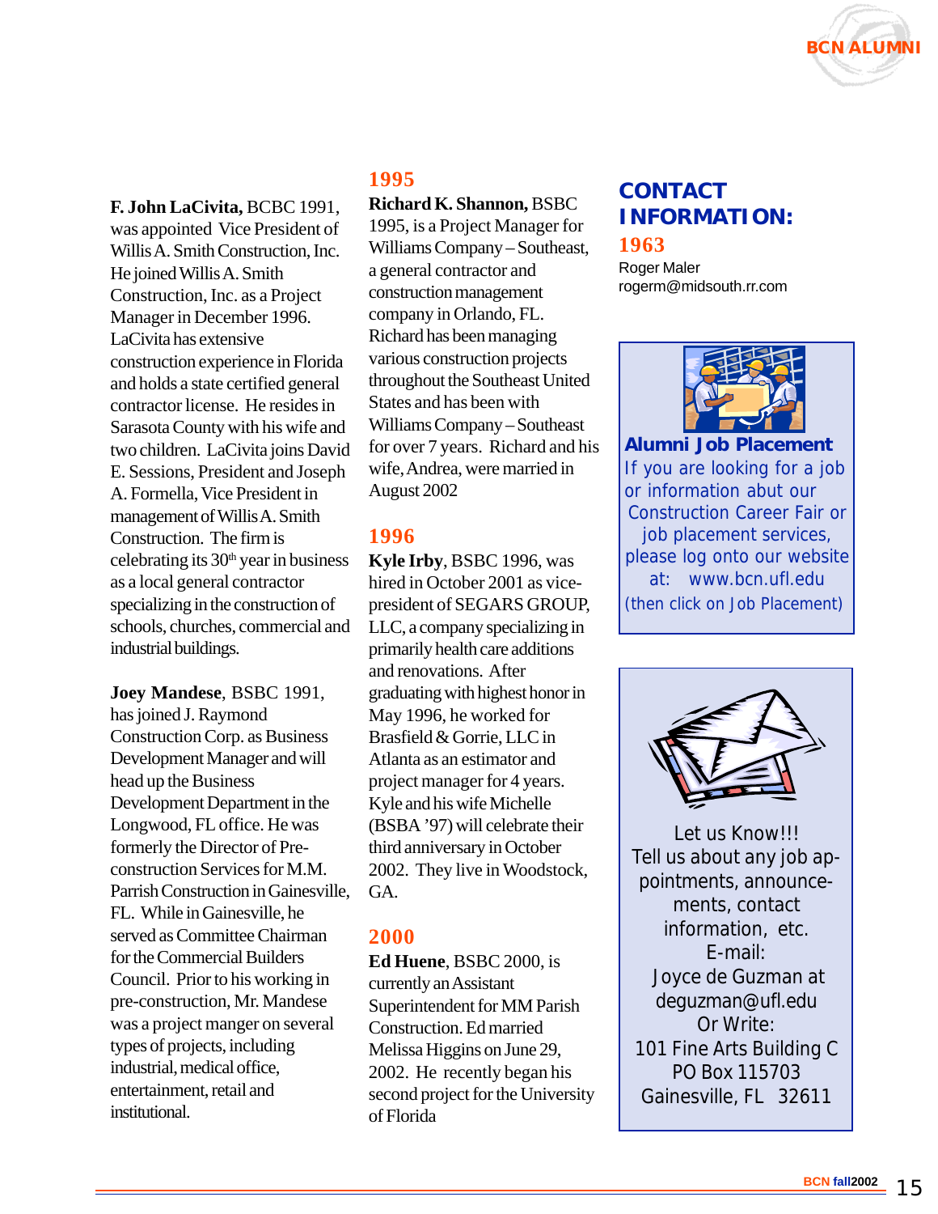**F. John LaCivita,** BCBC 1991, was appointed Vice President of Willis A. Smith Construction, Inc. He joined Willis A. Smith Construction, Inc. as a Project Manager in December 1996. LaCivita has extensive construction experience in Florida and holds a state certified general contractor license. He resides in Sarasota County with his wife and two children. LaCivita joins David E. Sessions, President and Joseph A. Formella, Vice President in management of Willis A. Smith Construction. The firm is celebrating its 30th year in business as a local general contractor specializing in the construction of schools, churches, commercial and industrial buildings.

**Joey Mandese**, BSBC 1991, has joined J. Raymond Construction Corp. as Business Development Manager and will head up the Business Development Department in the Longwood, FL office. He was formerly the Director of Pre-construction Services for M.M. Parrish Construction in Gainesville, FL. While in Gainesville, he served as Committee Chairman for the Commercial Builders Council. Prior to his working in pre-construction, Mr. Mandese was a project manger on several types of projects, including industrial, medical office, entertainment, retail and institutional.

## 1995

**Richard K. Shannon,** BSBC 1995, is a Project Manager for Williams Company – Southeast, a general contractor and construction management company in Orlando, FL. Richard has been managing various construction projects throughout the Southeast United States and has been with Williams Company – Southeast for over 7 years. Richard and his wife, Andrea, were married in August 2002

## 1996

**Kyle Irby**, BSBC 1996, was hired in October 2001 as vice-president of SEGARS GROUP, LLC, a company specializing in primarily health care additions and renovations. After graduating with highest honor in May 1996, he worked for Brasfield & Gorrie, LLC in Atlanta as an estimator and project manager for 4 years. Kyle and his wife Michelle (BSBA '97) will celebrate their third anniversary in October 2002. They live in Woodstock, GA.

## 2000

**Ed Huene**, BSBC 2000, is currently an Assistant Superintendent for MM Parish Construction. Ed married Melissa Higgins on June 29, 2002. He recently began his second project for the University of Florida

## CONTACT INFORMATION:

## 1963

Roger Maler
rogerm@midsouth.rr.com

**Alumni Job Placement**

If you are looking for a job or information abut our Construction Career Fair or job placement services, please log onto our website at: www.bcn.ufl.edu (then click on Job Placement)

Let us Know!!!
Tell us about any job appointments, announcements, contact information, etc.
E-mail:
Joyce de Guzman at
deguzman@ufl.edu
Or Write:
101 Fine Arts Building C
PO Box 115703
Gainesville, FL 32611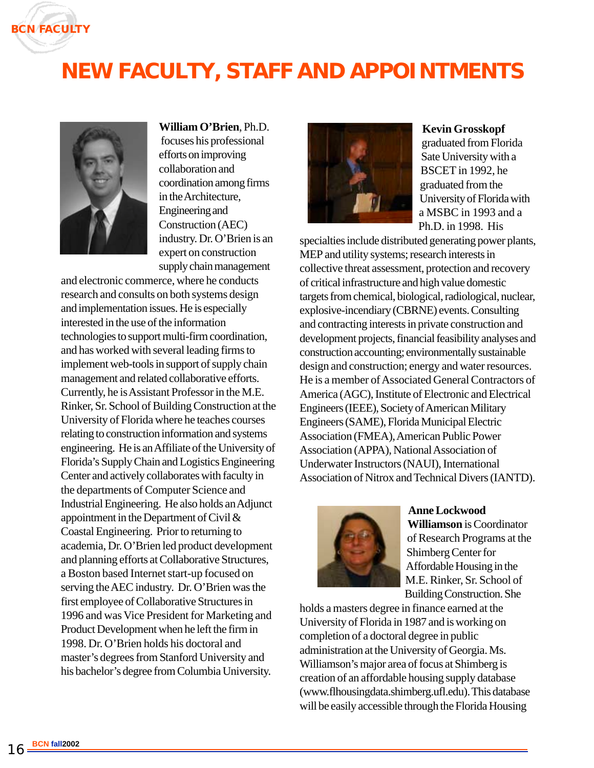# NEW FACULTY, STAFF AND APPOINTMENTS

**William O'Brien**, Ph.D. focuses his professional efforts on improving collaboration and coordination among firms in the Architecture, Engineering and Construction (AEC) industry. Dr. O'Brien is an expert on construction supply chain management and electronic commerce, where he conducts research and consults on both systems design and implementation issues. He is especially interested in the use of the information technologies to support multi-firm coordination, and has worked with several leading firms to implement web-tools in support of supply chain management and related collaborative efforts. Currently, he is Assistant Professor in the M.E. Rinker, Sr. School of Building Construction at the University of Florida where he teaches courses relating to construction information and systems engineering. He is an Affiliate of the University of Florida's Supply Chain and Logistics Engineering Center and actively collaborates with faculty in the departments of Computer Science and Industrial Engineering. He also holds an Adjunct appointment in the Department of Civil & Coastal Engineering. Prior to returning to academia, Dr. O'Brien led product development and planning efforts at Collaborative Structures, a Boston based Internet start-up focused on serving the AEC industry. Dr. O'Brien was the first employee of Collaborative Structures in 1996 and was Vice President for Marketing and Product Development when he left the firm in 1998. Dr. O'Brien holds his doctoral and master's degrees from Stanford University and his bachelor's degree from Columbia University.

**Kevin Grosskopf** graduated from Florida Sate University with a BSCET in 1992, he graduated from the University of Florida with a MSBC in 1993 and a Ph.D. in 1998. His specialties include distributed generating power plants, MEP and utility systems; research interests in collective threat assessment, protection and recovery of critical infrastructure and high value domestic targets from chemical, biological, radiological, nuclear, explosive-incendiary (CBRNE) events. Consulting and contracting interests in private construction and development projects, financial feasibility analyses and construction accounting; environmentally sustainable design and construction; energy and water resources. He is a member of Associated General Contractors of America (AGC), Institute of Electronic and Electrical Engineers (IEEE), Society of American Military Engineers (SAME), Florida Municipal Electric Association (FMEA), American Public Power Association (APPA), National Association of Underwater Instructors (NAUI), International Association of Nitrox and Technical Divers (IANTD).

**Anne Lockwood Williamson** is Coordinator of Research Programs at the Shimberg Center for Affordable Housing in the M.E. Rinker, Sr. School of Building Construction. She holds a masters degree in finance earned at the University of Florida in 1987 and is working on completion of a doctoral degree in public administration at the University of Georgia. Ms. Williamson's major area of focus at Shimberg is creation of an affordable housing supply database (www.flhousingdata.shimberg.ufl.edu). This database will be easily accessible through the Florida Housing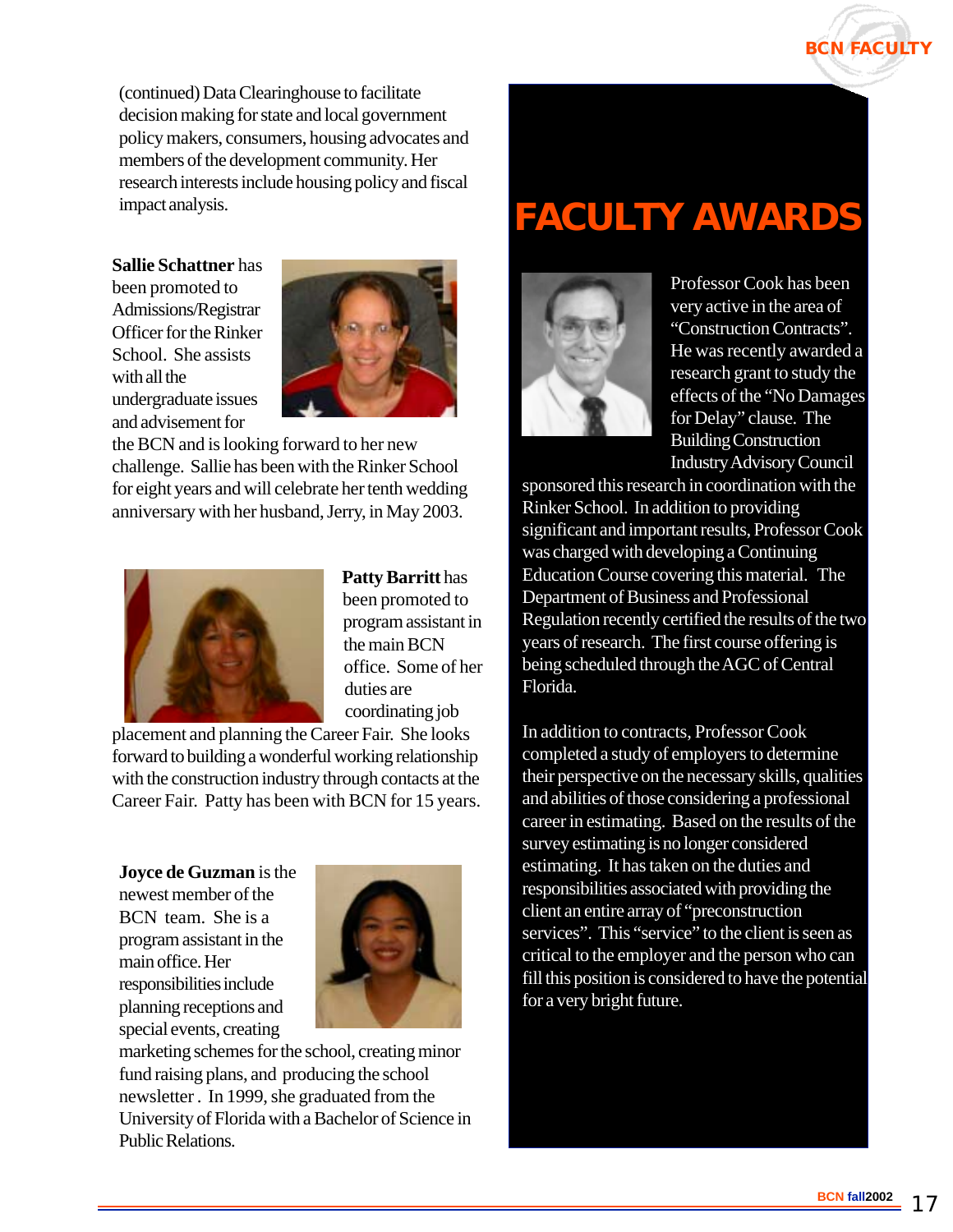(continued) Data Clearinghouse to facilitate decision making for state and local government policy makers, consumers, housing advocates and members of the development community. Her research interests include housing policy and fiscal impact analysis.

**Sallie Schattner** has been promoted to Admissions/Registrar Officer for the Rinker School. She assists with all the undergraduate issues and advisement for the BCN and is looking forward to her new challenge. Sallie has been with the Rinker School for eight years and will celebrate her tenth wedding anniversary with her husband, Jerry, in May 2003.

**Patty Barritt** has been promoted to program assistant in the main BCN office. Some of her duties are coordinating job placement and planning the Career Fair. She looks forward to building a wonderful working relationship with the construction industry through contacts at the Career Fair. Patty has been with BCN for 15 years.

**Joyce de Guzman** is the newest member of the BCN team. She is a program assistant in the main office. Her responsibilities include planning receptions and special events, creating marketing schemes for the school, creating minor fund raising plans, and producing the school newsletter . In 1999, she graduated from the University of Florida with a Bachelor of Science in Public Relations.

# FACULTY AWARDS

Professor Cook has been very active in the area of "Construction Contracts". He was recently awarded a research grant to study the effects of the "No Damages for Delay" clause. The Building Construction Industry Advisory Council sponsored this research in coordination with the Rinker School. In addition to providing significant and important results, Professor Cook was charged with developing a Continuing Education Course covering this material. The Department of Business and Professional Regulation recently certified the results of the two years of research. The first course offering is being scheduled through the AGC of Central Florida.

In addition to contracts, Professor Cook completed a study of employers to determine their perspective on the necessary skills, qualities and abilities of those considering a professional career in estimating. Based on the results of the survey estimating is no longer considered estimating. It has taken on the duties and responsibilities associated with providing the client an entire array of "preconstruction services". This "service" to the client is seen as critical to the employer and the person who can fill this position is considered to have the potential for a very bright future.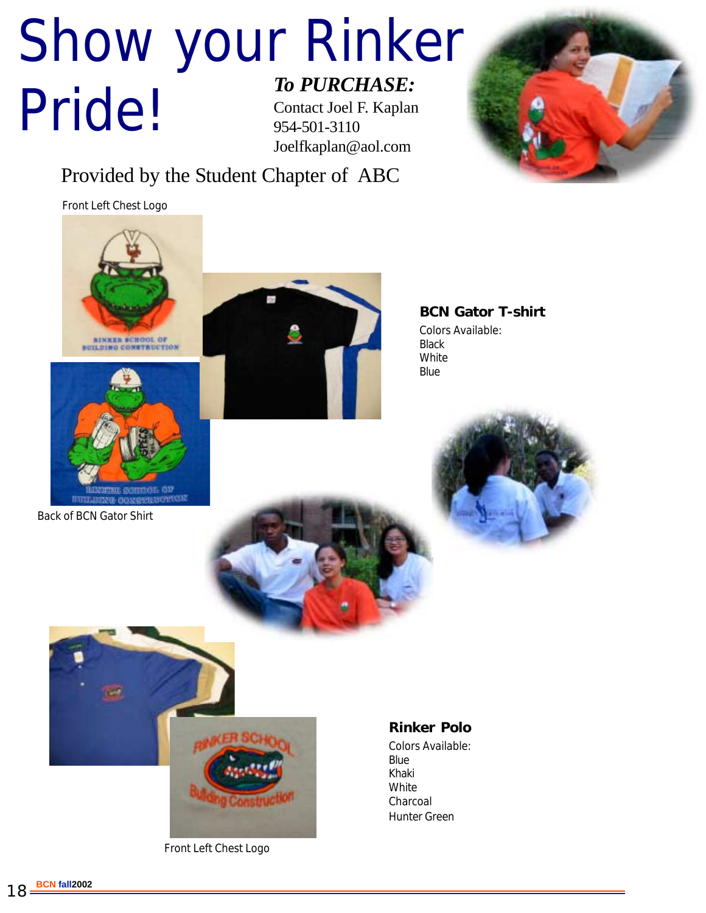# Show your Rinker Pride!

***To PURCHASE:***

Contact Joel F. Kaplan
954-501-3110
Joelfkaplan@aol.com

Provided by the Student Chapter of ABC

Front Left Chest Logo

**BCN Gator T-shirt**

Colors Available:
Black
White
Blue

Back of BCN Gator Shirt

**Rinker Polo**

Colors Available:
Blue
Khaki
White
Charcoal
Hunter Green

Front Left Chest Logo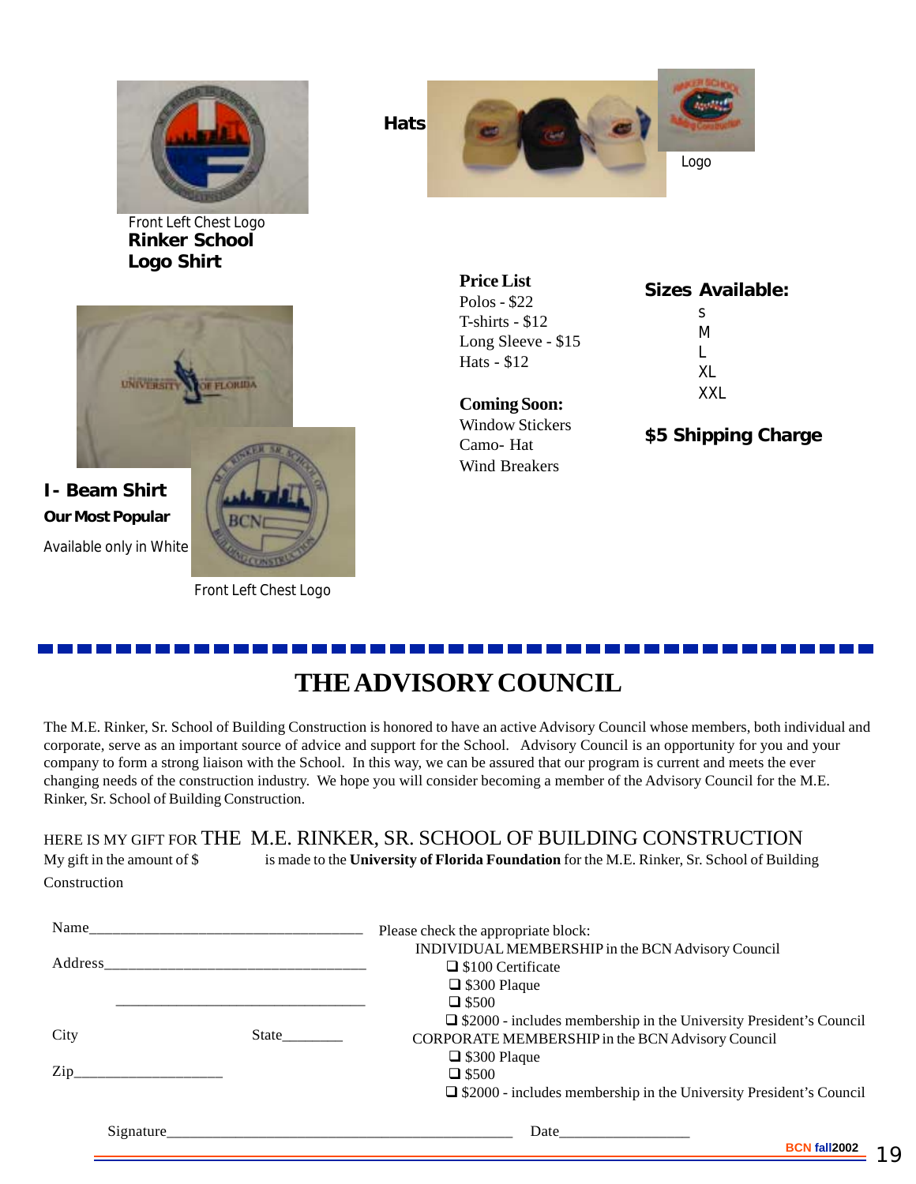Front Left Chest Logo

**Rinker School Logo Shirt**

**Hats**

Logo

**I- Beam Shirt**

**Our Most Popular**

Available only in White

Front Left Chest Logo

**Price List**

Polos - $22
T-shirts - $12
Long Sleeve - $15
Hats - $12

**Coming Soon:**

Window Stickers
Camo- Hat
Wind Breakers

**Sizes Available:**

S
M
L
XL
XXL

**$5 Shipping Charge**

# THE ADVISORY COUNCIL

The M.E. Rinker, Sr. School of Building Construction is honored to have an active Advisory Council whose members, both individual and corporate, serve as an important source of advice and support for the School. Advisory Council is an opportunity for you and your company to form a strong liaison with the School. In this way, we can be assured that our program is current and meets the ever changing needs of the construction industry. We hope you will consider becoming a member of the Advisory Council for the M.E. Rinker, Sr. School of Building Construction.

HERE IS MY GIFT FOR THE M.E. RINKER, SR. SCHOOL OF BUILDING CONSTRUCTION

My gift in the amount of $ ____________ is made to the **University of Florida Foundation** for the M.E. Rinker, Sr. School of Building Construction

Name___________________________________

Address_________________________________

_______________________________________

City ____________________ State________

Zip____________________

Please check the appropriate block:

INDIVIDUAL MEMBERSHIP in the BCN Advisory Council

- ❑ $100 Certificate
- ❑ $300 Plaque
- ❑ $500
- ❑ $2000 - includes membership in the University President's Council

CORPORATE MEMBERSHIP in the BCN Advisory Council

- ❑ $300 Plaque
- ❑ $500
- ❑ $2000 - includes membership in the University President's Council

Signature_______________________________________________ Date__________________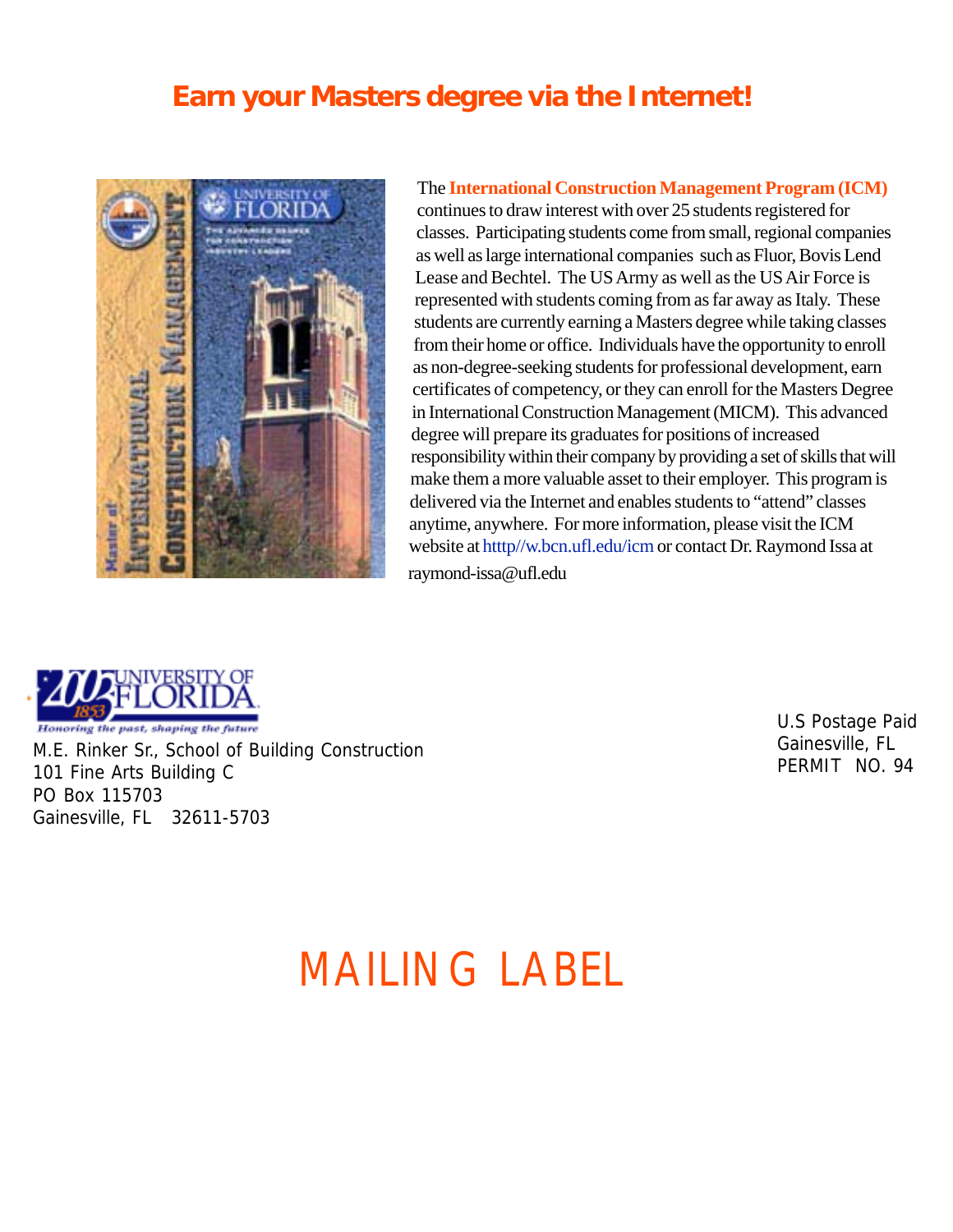## Earn your Masters degree via the Internet!

The **International Construction Management Program (ICM)** continues to draw interest with over 25 students registered for classes. Participating students come from small, regional companies as well as large international companies such as Fluor, Bovis Lend Lease and Bechtel. The US Army as well as the US Air Force is represented with students coming from as far away as Italy. These students are currently earning a Masters degree while taking classes from their home or office. Individuals have the opportunity to enroll as non-degree-seeking students for professional development, earn certificates of competency, or they can enroll for the Masters Degree in International Construction Management (MICM). This advanced degree will prepare its graduates for positions of increased responsibility within their company by providing a set of skills that will make them a more valuable asset to their employer. This program is delivered via the Internet and enables students to "attend" classes anytime, anywhere. For more information, please visit the ICM website at htttp//w.bcn.ufl.edu/icm or contact Dr. Raymond Issa at raymond-issa@ufl.edu

UNIVERSITY OF FLORIDA 2003 1853
*Honoring the past, shaping the future*

M.E. Rinker Sr., School of Building Construction
101 Fine Arts Building C
PO Box 115703
Gainesville, FL 32611-5703

U.S Postage Paid
Gainesville, FL
PERMIT NO. 94

MAILING LABEL